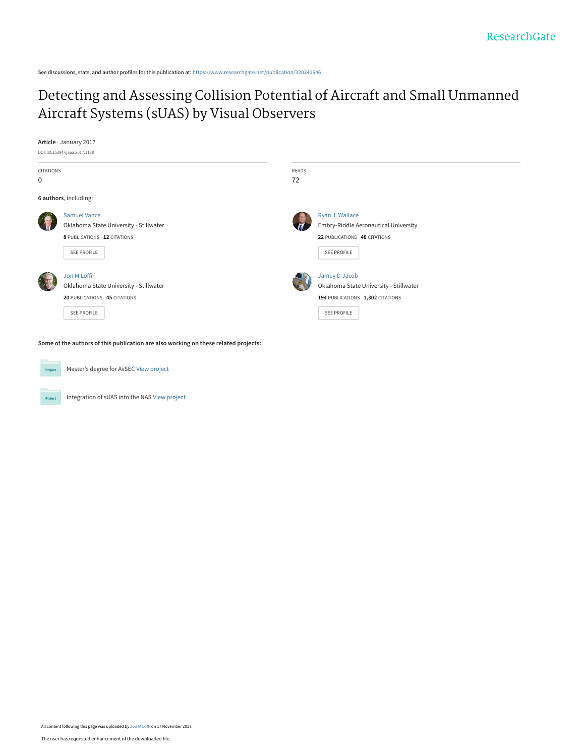ResearchGate

See discussions, stats, and author profiles for this publication at: https://www.researchgate.net/publication/320341646

# Detecting and Assessing Collision Potential of Aircraft and Small Unmanned Aircraft Systems (sUAS) by Visual Observers

**Article** · January 2017

DOI: 10.15394/ijaaa.2017.1188

CITATIONS
0

READS
72

**6 authors**, including:

Samuel Vance
Oklahoma State University - Stillwater
**8** PUBLICATIONS **12** CITATIONS
SEE PROFILE

Ryan J. Wallace
Embry-Riddle Aeronautical University
**22** PUBLICATIONS **48** CITATIONS
SEE PROFILE

Jon M Loffi
Oklahoma State University - Stillwater
**20** PUBLICATIONS **45** CITATIONS
SEE PROFILE

Jamey D Jacob
Oklahoma State University - Stillwater
**194** PUBLICATIONS **1,302** CITATIONS
SEE PROFILE

**Some of the authors of this publication are also working on these related projects:**

Project: Master's degree for AvSEC View project

Project: Integration of sUAS into the NAS View project

All content following this page was uploaded by Jon M Loffi on 17 November 2017.

The user has requested enhancement of the downloaded file.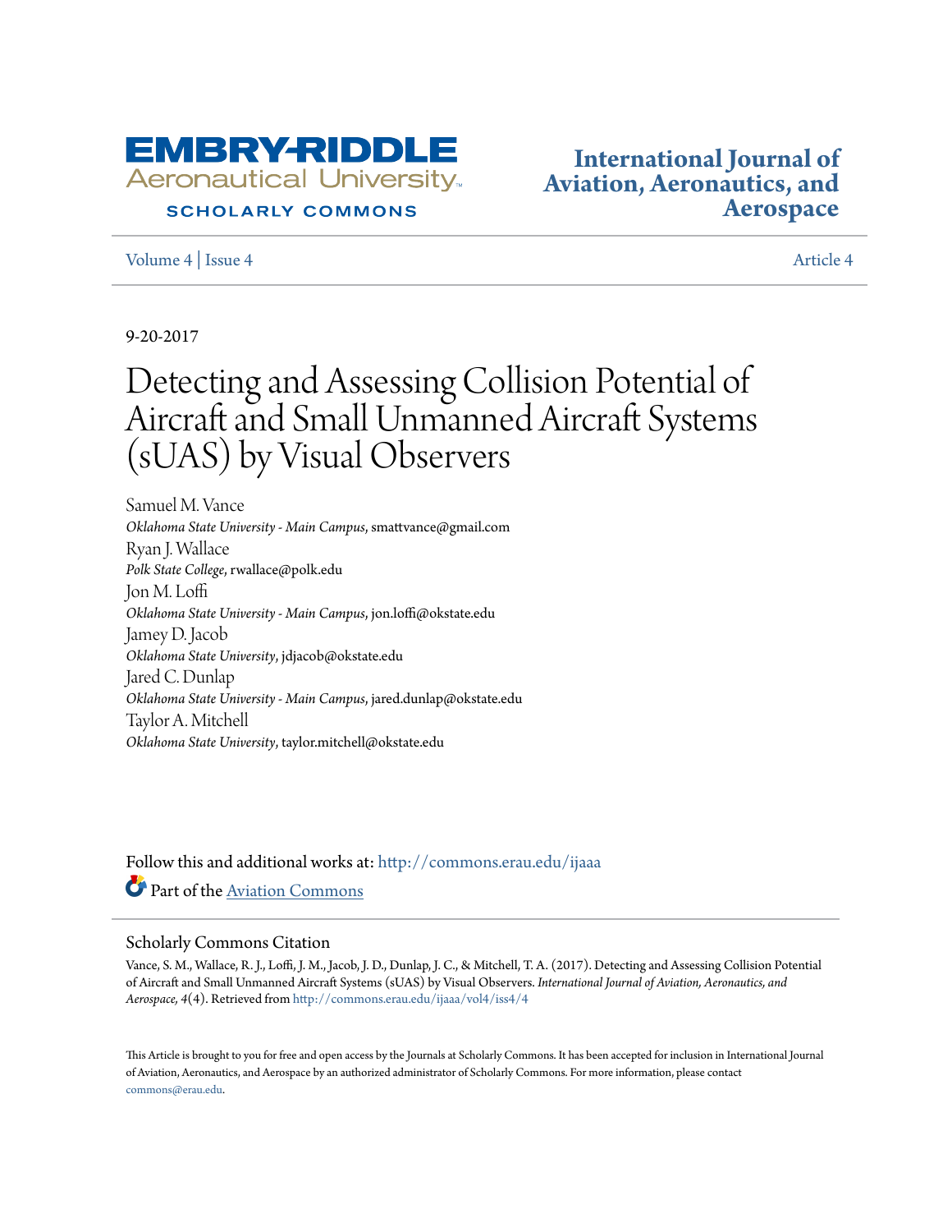Volume 4 | Issue 4 Article 4

9-20-2017

# Detecting and Assessing Collision Potential of Aircraft and Small Unmanned Aircraft Systems (sUAS) by Visual Observers

Samuel M. Vance
*Oklahoma State University - Main Campus*, smattvance@gmail.com

Ryan J. Wallace
*Polk State College*, rwallace@polk.edu

Jon M. Loffi
*Oklahoma State University - Main Campus*, jon.loffi@okstate.edu

Jamey D. Jacob
*Oklahoma State University*, jdjacob@okstate.edu

Jared C. Dunlap
*Oklahoma State University - Main Campus*, jared.dunlap@okstate.edu

Taylor A. Mitchell
*Oklahoma State University*, taylor.mitchell@okstate.edu

Follow this and additional works at: http://commons.erau.edu/ijaaa

Part of the Aviation Commons

## Scholarly Commons Citation

Vance, S. M., Wallace, R. J., Loffi, J. M., Jacob, J. D., Dunlap, J. C., & Mitchell, T. A. (2017). Detecting and Assessing Collision Potential of Aircraft and Small Unmanned Aircraft Systems (sUAS) by Visual Observers. *International Journal of Aviation, Aeronautics, and Aerospace, 4*(4). Retrieved from http://commons.erau.edu/ijaaa/vol4/iss4/4

This Article is brought to you for free and open access by the Journals at Scholarly Commons. It has been accepted for inclusion in International Journal of Aviation, Aeronautics, and Aerospace by an authorized administrator of Scholarly Commons. For more information, please contact commons@erau.edu.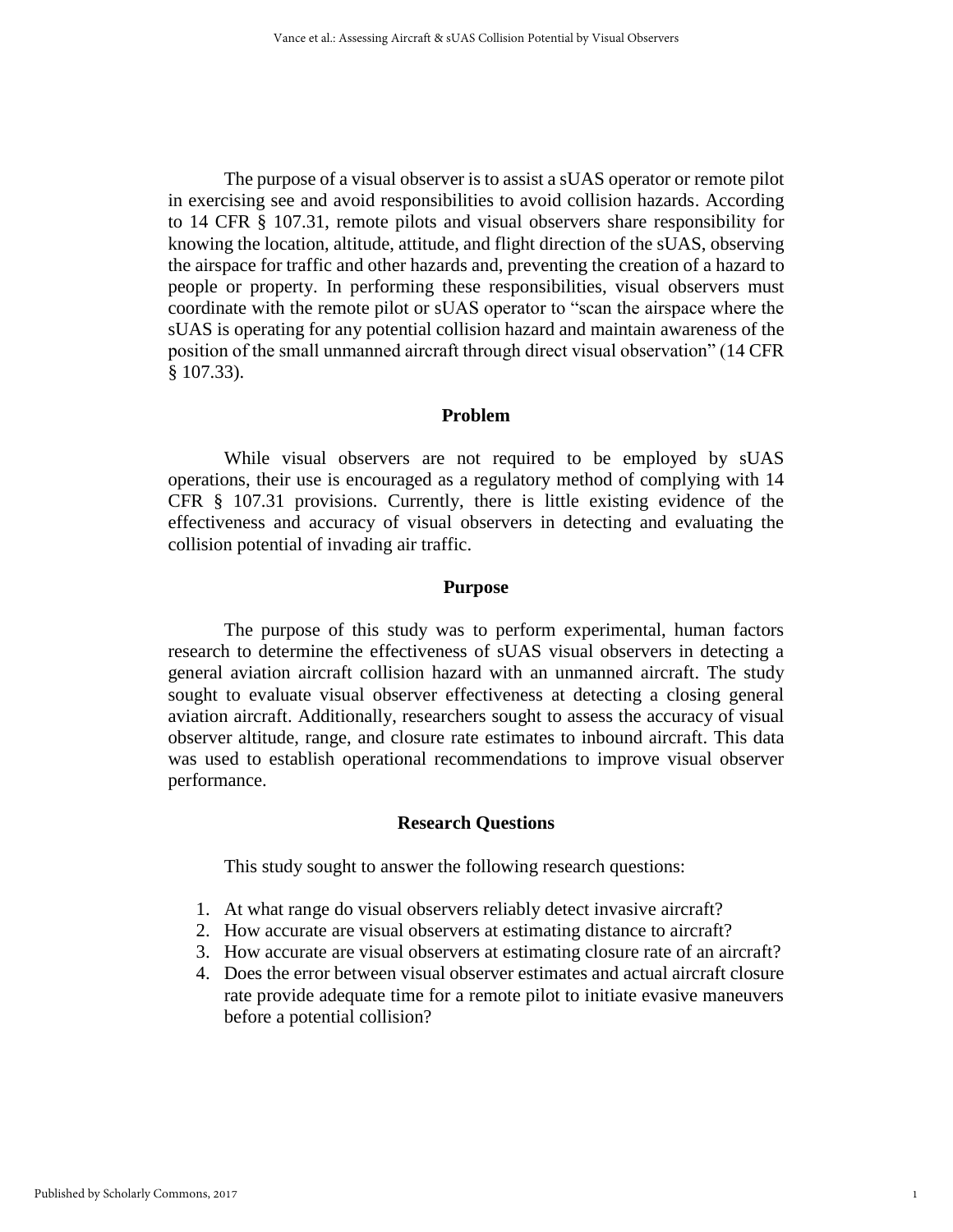The purpose of a visual observer is to assist a sUAS operator or remote pilot in exercising see and avoid responsibilities to avoid collision hazards. According to 14 CFR § 107.31, remote pilots and visual observers share responsibility for knowing the location, altitude, attitude, and flight direction of the sUAS, observing the airspace for traffic and other hazards and, preventing the creation of a hazard to people or property. In performing these responsibilities, visual observers must coordinate with the remote pilot or sUAS operator to "scan the airspace where the sUAS is operating for any potential collision hazard and maintain awareness of the position of the small unmanned aircraft through direct visual observation" (14 CFR § 107.33).

## Problem

While visual observers are not required to be employed by sUAS operations, their use is encouraged as a regulatory method of complying with 14 CFR § 107.31 provisions. Currently, there is little existing evidence of the effectiveness and accuracy of visual observers in detecting and evaluating the collision potential of invading air traffic.

## Purpose

The purpose of this study was to perform experimental, human factors research to determine the effectiveness of sUAS visual observers in detecting a general aviation aircraft collision hazard with an unmanned aircraft. The study sought to evaluate visual observer effectiveness at detecting a closing general aviation aircraft. Additionally, researchers sought to assess the accuracy of visual observer altitude, range, and closure rate estimates to inbound aircraft. This data was used to establish operational recommendations to improve visual observer performance.

## Research Questions

This study sought to answer the following research questions:

1. At what range do visual observers reliably detect invasive aircraft?
2. How accurate are visual observers at estimating distance to aircraft?
3. How accurate are visual observers at estimating closure rate of an aircraft?
4. Does the error between visual observer estimates and actual aircraft closure rate provide adequate time for a remote pilot to initiate evasive maneuvers before a potential collision?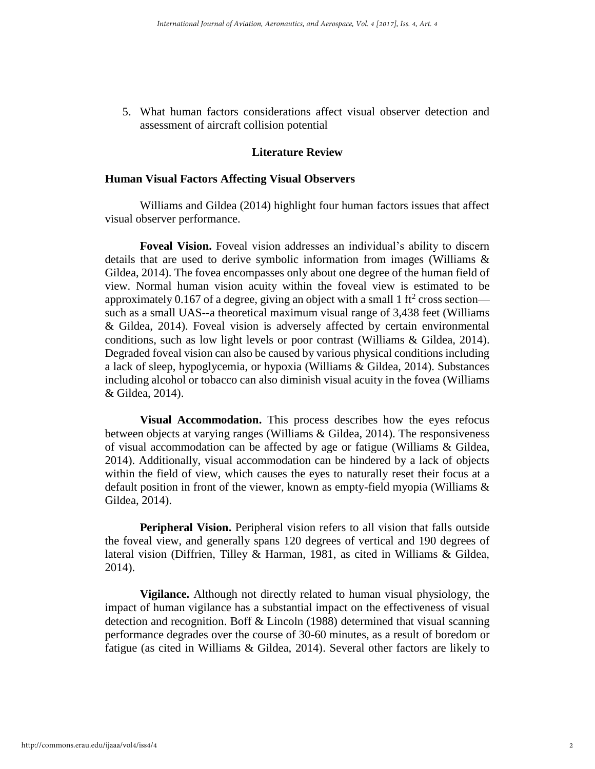5. What human factors considerations affect visual observer detection and assessment of aircraft collision potential

## Literature Review

### Human Visual Factors Affecting Visual Observers

Williams and Gildea (2014) highlight four human factors issues that affect visual observer performance.

**Foveal Vision.** Foveal vision addresses an individual's ability to discern details that are used to derive symbolic information from images (Williams & Gildea, 2014). The fovea encompasses only about one degree of the human field of view. Normal human vision acuity within the foveal view is estimated to be approximately 0.167 of a degree, giving an object with a small 1 $ft^2$ cross section—such as a small UAS--a theoretical maximum visual range of 3,438 feet (Williams & Gildea, 2014). Foveal vision is adversely affected by certain environmental conditions, such as low light levels or poor contrast (Williams & Gildea, 2014). Degraded foveal vision can also be caused by various physical conditions including a lack of sleep, hypoglycemia, or hypoxia (Williams & Gildea, 2014). Substances including alcohol or tobacco can also diminish visual acuity in the fovea (Williams & Gildea, 2014).

**Visual Accommodation.** This process describes how the eyes refocus between objects at varying ranges (Williams & Gildea, 2014). The responsiveness of visual accommodation can be affected by age or fatigue (Williams & Gildea, 2014). Additionally, visual accommodation can be hindered by a lack of objects within the field of view, which causes the eyes to naturally reset their focus at a default position in front of the viewer, known as empty-field myopia (Williams & Gildea, 2014).

**Peripheral Vision.** Peripheral vision refers to all vision that falls outside the foveal view, and generally spans 120 degrees of vertical and 190 degrees of lateral vision (Diffrien, Tilley & Harman, 1981, as cited in Williams & Gildea, 2014).

**Vigilance.** Although not directly related to human visual physiology, the impact of human vigilance has a substantial impact on the effectiveness of visual detection and recognition. Boff & Lincoln (1988) determined that visual scanning performance degrades over the course of 30-60 minutes, as a result of boredom or fatigue (as cited in Williams & Gildea, 2014). Several other factors are likely to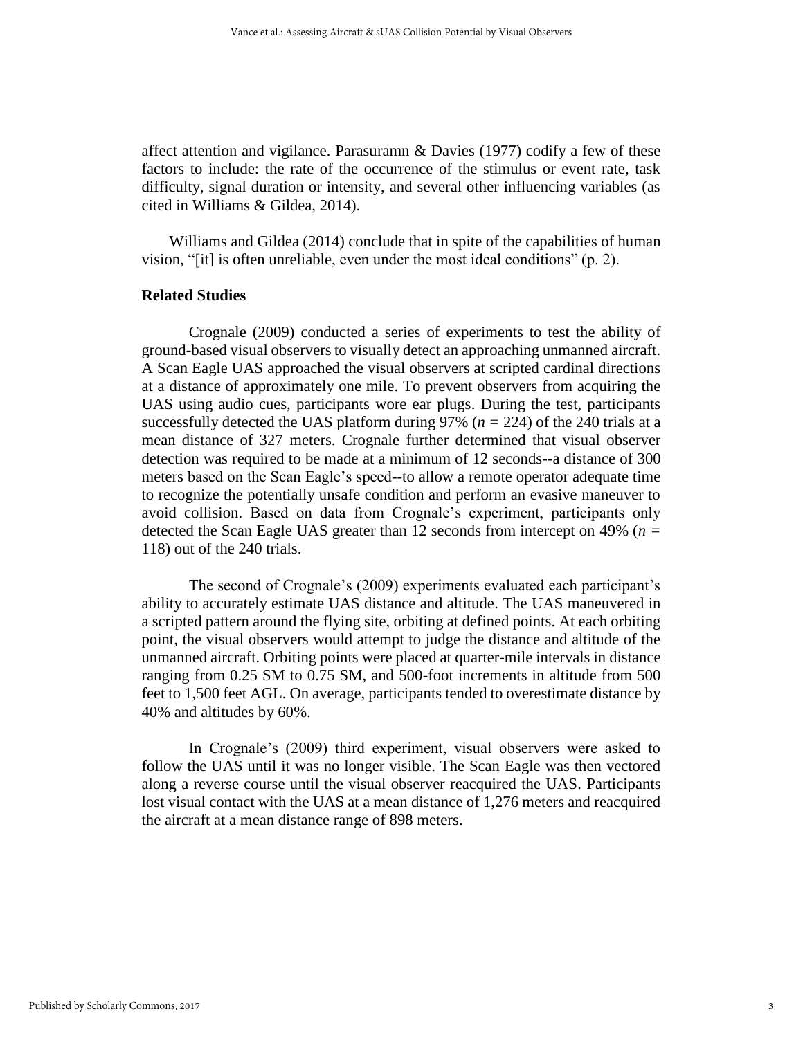affect attention and vigilance. Parasuramn & Davies (1977) codify a few of these factors to include: the rate of the occurrence of the stimulus or event rate, task difficulty, signal duration or intensity, and several other influencing variables (as cited in Williams & Gildea, 2014).

Williams and Gildea (2014) conclude that in spite of the capabilities of human vision, "[it] is often unreliable, even under the most ideal conditions" (p. 2).

### Related Studies

Crognale (2009) conducted a series of experiments to test the ability of ground-based visual observers to visually detect an approaching unmanned aircraft. A Scan Eagle UAS approached the visual observers at scripted cardinal directions at a distance of approximately one mile. To prevent observers from acquiring the UAS using audio cues, participants wore ear plugs. During the test, participants successfully detected the UAS platform during 97% ($n$ = 224) of the 240 trials at a mean distance of 327 meters. Crognale further determined that visual observer detection was required to be made at a minimum of 12 seconds--a distance of 300 meters based on the Scan Eagle's speed--to allow a remote operator adequate time to recognize the potentially unsafe condition and perform an evasive maneuver to avoid collision. Based on data from Crognale's experiment, participants only detected the Scan Eagle UAS greater than 12 seconds from intercept on 49% ($n$ = 118) out of the 240 trials.

The second of Crognale's (2009) experiments evaluated each participant's ability to accurately estimate UAS distance and altitude. The UAS maneuvered in a scripted pattern around the flying site, orbiting at defined points. At each orbiting point, the visual observers would attempt to judge the distance and altitude of the unmanned aircraft. Orbiting points were placed at quarter-mile intervals in distance ranging from 0.25 SM to 0.75 SM, and 500-foot increments in altitude from 500 feet to 1,500 feet AGL. On average, participants tended to overestimate distance by 40% and altitudes by 60%.

In Crognale's (2009) third experiment, visual observers were asked to follow the UAS until it was no longer visible. The Scan Eagle was then vectored along a reverse course until the visual observer reacquired the UAS. Participants lost visual contact with the UAS at a mean distance of 1,276 meters and reacquired the aircraft at a mean distance range of 898 meters.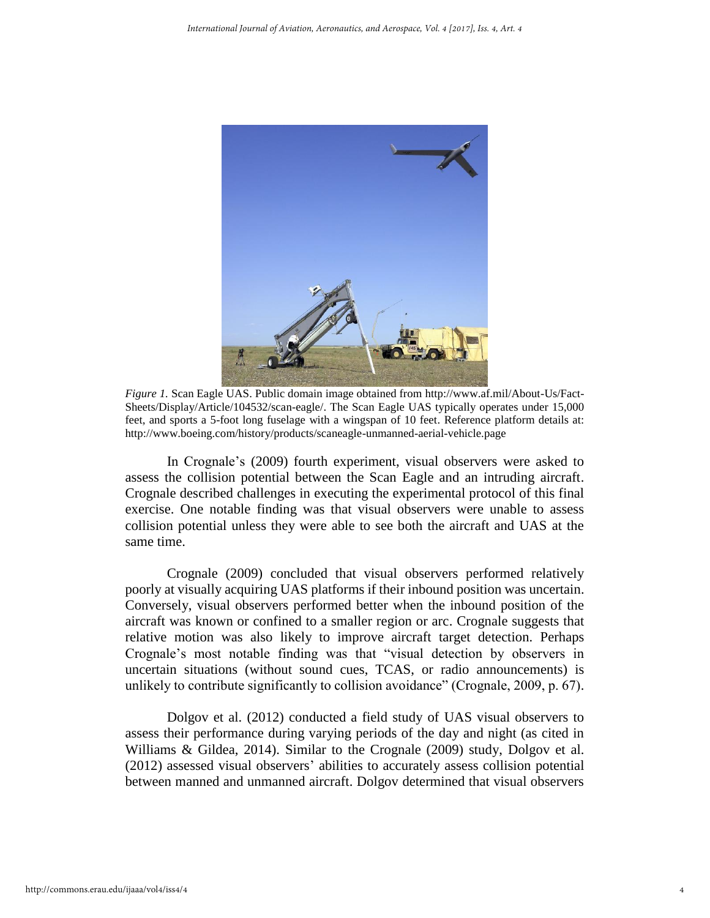*Figure 1.* Scan Eagle UAS. Public domain image obtained from http://www.af.mil/About-Us/Fact-Sheets/Display/Article/104532/scan-eagle/. The Scan Eagle UAS typically operates under 15,000 feet, and sports a 5-foot long fuselage with a wingspan of 10 feet. Reference platform details at: http://www.boeing.com/history/products/scaneagle-unmanned-aerial-vehicle.page

In Crognale's (2009) fourth experiment, visual observers were asked to assess the collision potential between the Scan Eagle and an intruding aircraft. Crognale described challenges in executing the experimental protocol of this final exercise. One notable finding was that visual observers were unable to assess collision potential unless they were able to see both the aircraft and UAS at the same time.

Crognale (2009) concluded that visual observers performed relatively poorly at visually acquiring UAS platforms if their inbound position was uncertain. Conversely, visual observers performed better when the inbound position of the aircraft was known or confined to a smaller region or arc. Crognale suggests that relative motion was also likely to improve aircraft target detection. Perhaps Crognale's most notable finding was that "visual detection by observers in uncertain situations (without sound cues, TCAS, or radio announcements) is unlikely to contribute significantly to collision avoidance" (Crognale, 2009, p. 67).

Dolgov et al. (2012) conducted a field study of UAS visual observers to assess their performance during varying periods of the day and night (as cited in Williams & Gildea, 2014). Similar to the Crognale (2009) study, Dolgov et al. (2012) assessed visual observers' abilities to accurately assess collision potential between manned and unmanned aircraft. Dolgov determined that visual observers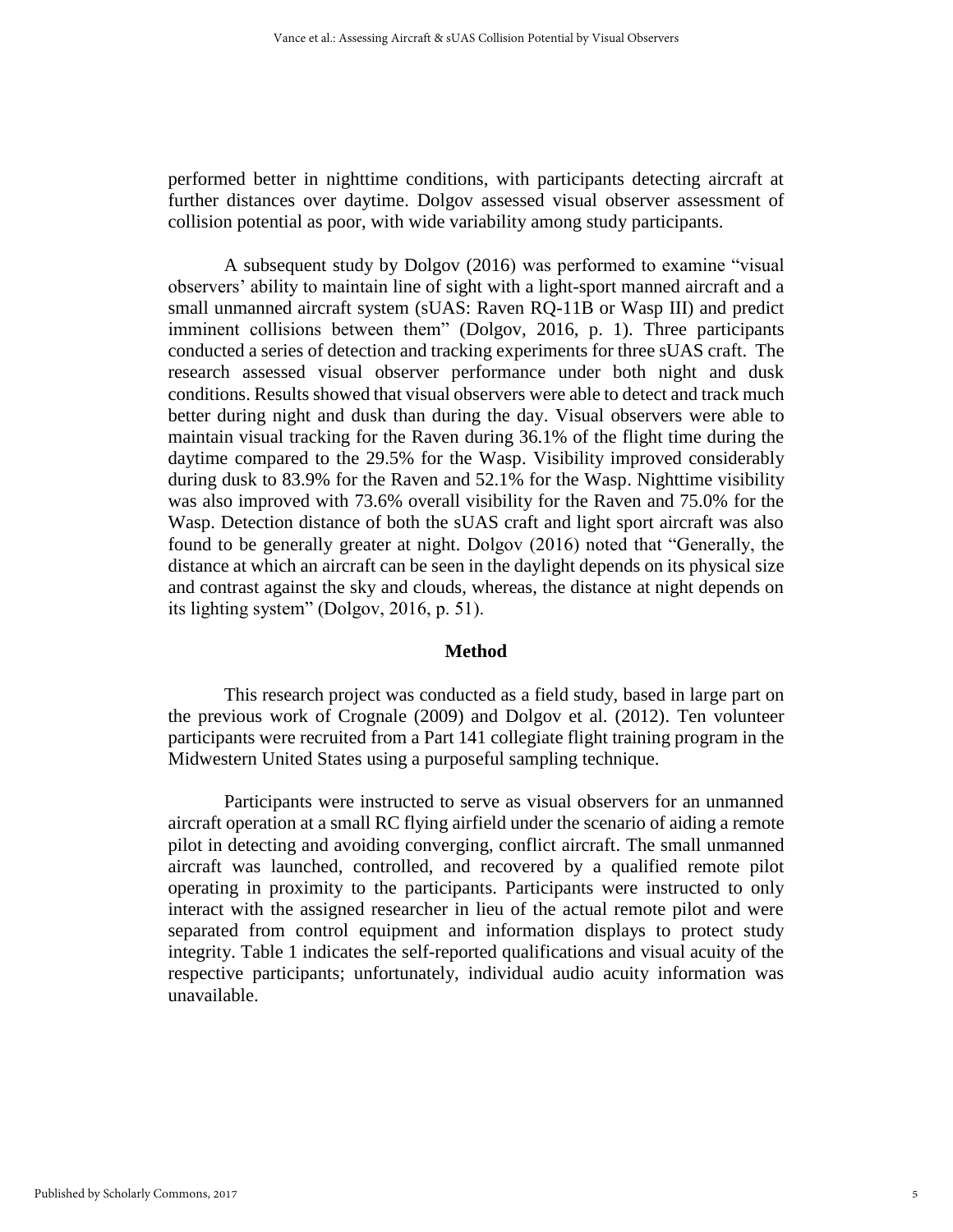performed better in nighttime conditions, with participants detecting aircraft at further distances over daytime. Dolgov assessed visual observer assessment of collision potential as poor, with wide variability among study participants.

A subsequent study by Dolgov (2016) was performed to examine "visual observers' ability to maintain line of sight with a light-sport manned aircraft and a small unmanned aircraft system (sUAS: Raven RQ-11B or Wasp III) and predict imminent collisions between them" (Dolgov, 2016, p. 1). Three participants conducted a series of detection and tracking experiments for three sUAS craft. The research assessed visual observer performance under both night and dusk conditions. Results showed that visual observers were able to detect and track much better during night and dusk than during the day. Visual observers were able to maintain visual tracking for the Raven during 36.1% of the flight time during the daytime compared to the 29.5% for the Wasp. Visibility improved considerably during dusk to 83.9% for the Raven and 52.1% for the Wasp. Nighttime visibility was also improved with 73.6% overall visibility for the Raven and 75.0% for the Wasp. Detection distance of both the sUAS craft and light sport aircraft was also found to be generally greater at night. Dolgov (2016) noted that "Generally, the distance at which an aircraft can be seen in the daylight depends on its physical size and contrast against the sky and clouds, whereas, the distance at night depends on its lighting system" (Dolgov, 2016, p. 51).

## Method

This research project was conducted as a field study, based in large part on the previous work of Crognale (2009) and Dolgov et al. (2012). Ten volunteer participants were recruited from a Part 141 collegiate flight training program in the Midwestern United States using a purposeful sampling technique.

Participants were instructed to serve as visual observers for an unmanned aircraft operation at a small RC flying airfield under the scenario of aiding a remote pilot in detecting and avoiding converging, conflict aircraft. The small unmanned aircraft was launched, controlled, and recovered by a qualified remote pilot operating in proximity to the participants. Participants were instructed to only interact with the assigned researcher in lieu of the actual remote pilot and were separated from control equipment and information displays to protect study integrity. Table 1 indicates the self-reported qualifications and visual acuity of the respective participants; unfortunately, individual audio acuity information was unavailable.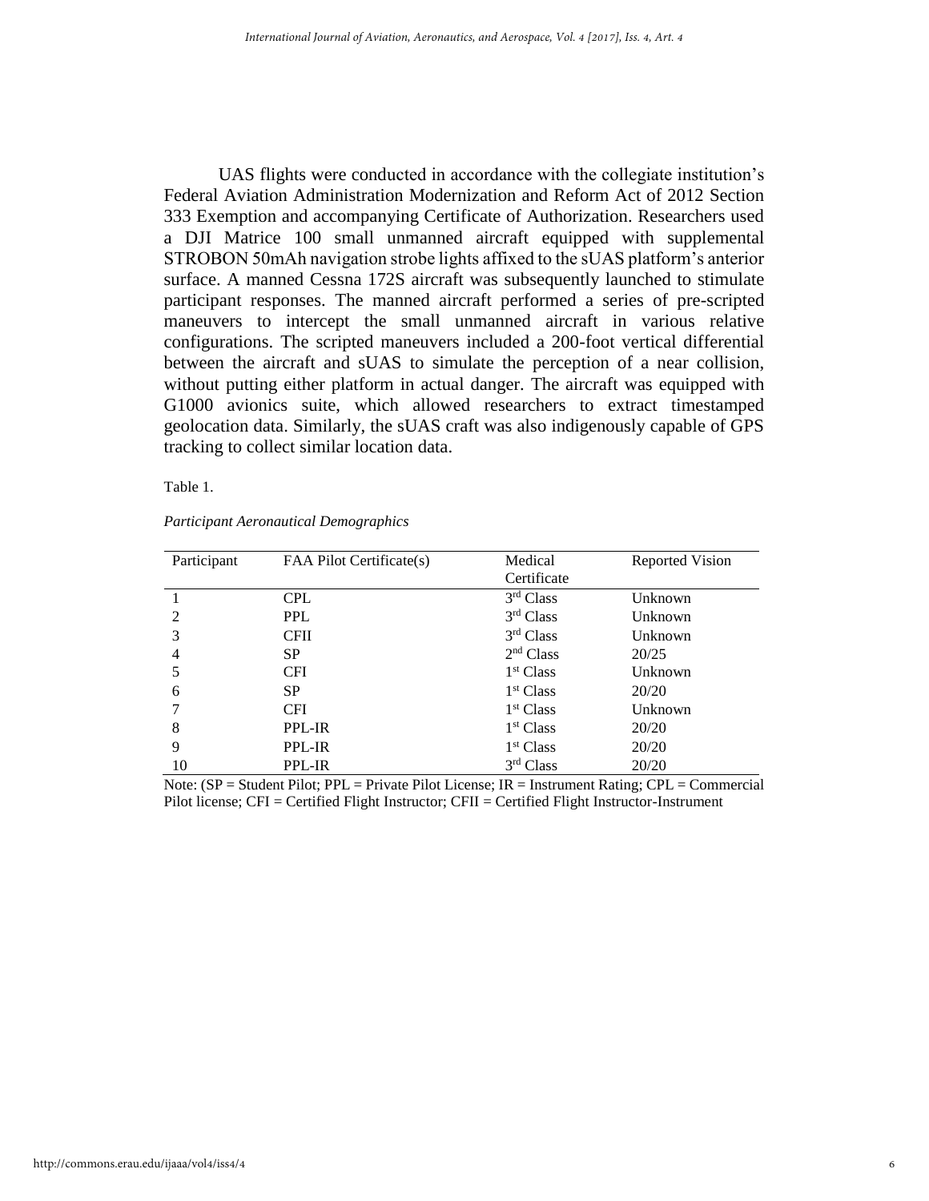UAS flights were conducted in accordance with the collegiate institution's Federal Aviation Administration Modernization and Reform Act of 2012 Section 333 Exemption and accompanying Certificate of Authorization. Researchers used a DJI Matrice 100 small unmanned aircraft equipped with supplemental STROBON 50mAh navigation strobe lights affixed to the sUAS platform's anterior surface. A manned Cessna 172S aircraft was subsequently launched to stimulate participant responses. The manned aircraft performed a series of pre-scripted maneuvers to intercept the small unmanned aircraft in various relative configurations. The scripted maneuvers included a 200-foot vertical differential between the aircraft and sUAS to simulate the perception of a near collision, without putting either platform in actual danger. The aircraft was equipped with G1000 avionics suite, which allowed researchers to extract timestamped geolocation data. Similarly, the sUAS craft was also indigenously capable of GPS tracking to collect similar location data.

Table 1.

*Participant Aeronautical Demographics*

| Participant | FAA Pilot Certificate(s) | Medical Certificate | Reported Vision |
|---|---|---|---|
| 1 | CPL | 3rd Class | Unknown |
| 2 | PPL | 3rd Class | Unknown |
| 3 | CFII | 3rd Class | Unknown |
| 4 | SP | 2nd Class | 20/25 |
| 5 | CFI | 1st Class | Unknown |
| 6 | SP | 1st Class | 20/20 |
| 7 | CFI | 1st Class | Unknown |
| 8 | PPL-IR | 1st Class | 20/20 |
| 9 | PPL-IR | 1st Class | 20/20 |
| 10 | PPL-IR | 3rd Class | 20/20 |

Note: (SP = Student Pilot; PPL = Private Pilot License; IR = Instrument Rating; CPL = Commercial Pilot license; CFI = Certified Flight Instructor; CFII = Certified Flight Instructor-Instrument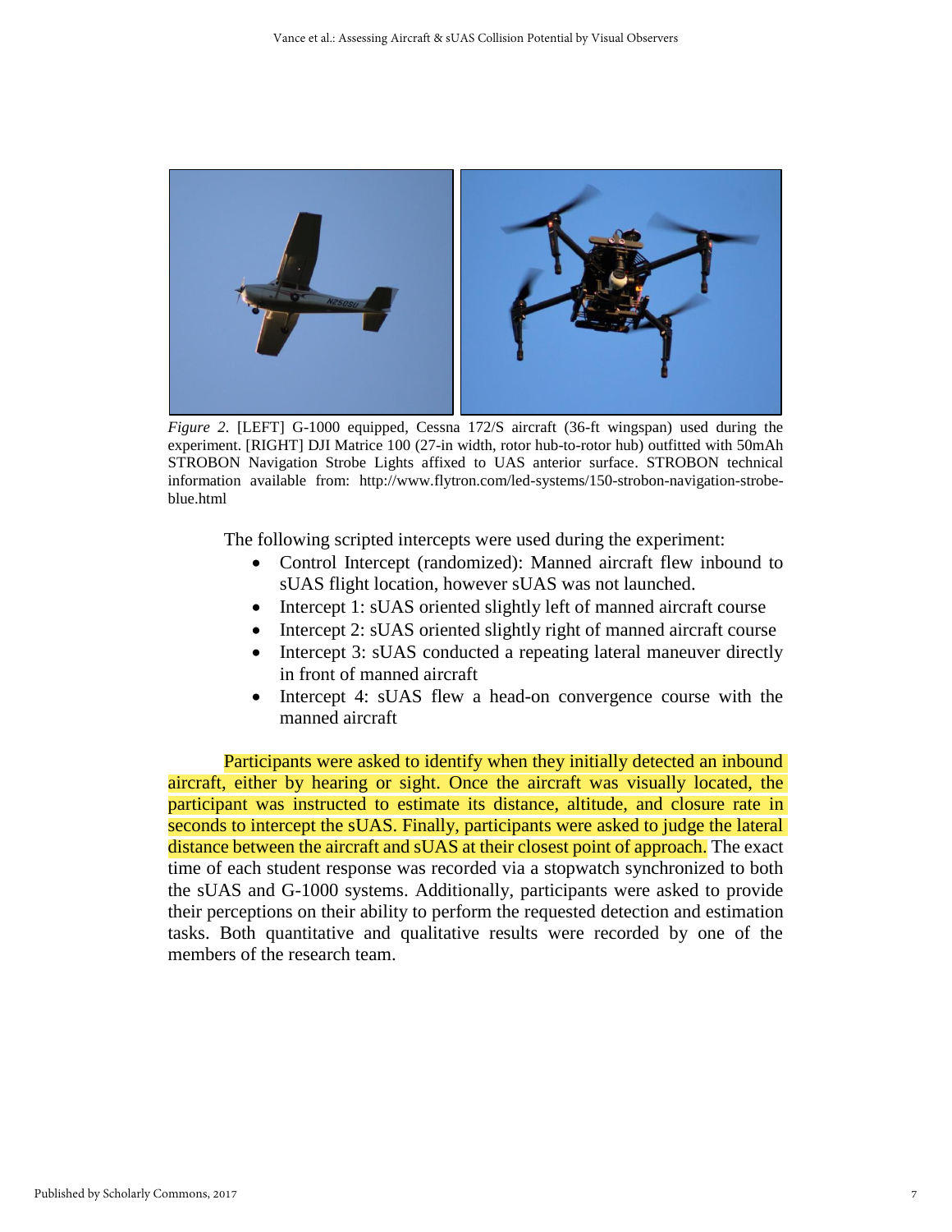*Figure 2*. [LEFT] G-1000 equipped, Cessna 172/S aircraft (36-ft wingspan) used during the experiment. [RIGHT] DJI Matrice 100 (27-in width, rotor hub-to-rotor hub) outfitted with 50mAh STROBON Navigation Strobe Lights affixed to UAS anterior surface. STROBON technical information available from: http://www.flytron.com/led-systems/150-strobon-navigation-strobe-blue.html

The following scripted intercepts were used during the experiment:

- Control Intercept (randomized): Manned aircraft flew inbound to sUAS flight location, however sUAS was not launched.
- Intercept 1: sUAS oriented slightly left of manned aircraft course
- Intercept 2: sUAS oriented slightly right of manned aircraft course
- Intercept 3: sUAS conducted a repeating lateral maneuver directly in front of manned aircraft
- Intercept 4: sUAS flew a head-on convergence course with the manned aircraft

Participants were asked to identify when they initially detected an inbound aircraft, either by hearing or sight. Once the aircraft was visually located, the participant was instructed to estimate its distance, altitude, and closure rate in seconds to intercept the sUAS. Finally, participants were asked to judge the lateral distance between the aircraft and sUAS at their closest point of approach. The exact time of each student response was recorded via a stopwatch synchronized to both the sUAS and G-1000 systems. Additionally, participants were asked to provide their perceptions on their ability to perform the requested detection and estimation tasks. Both quantitative and qualitative results were recorded by one of the members of the research team.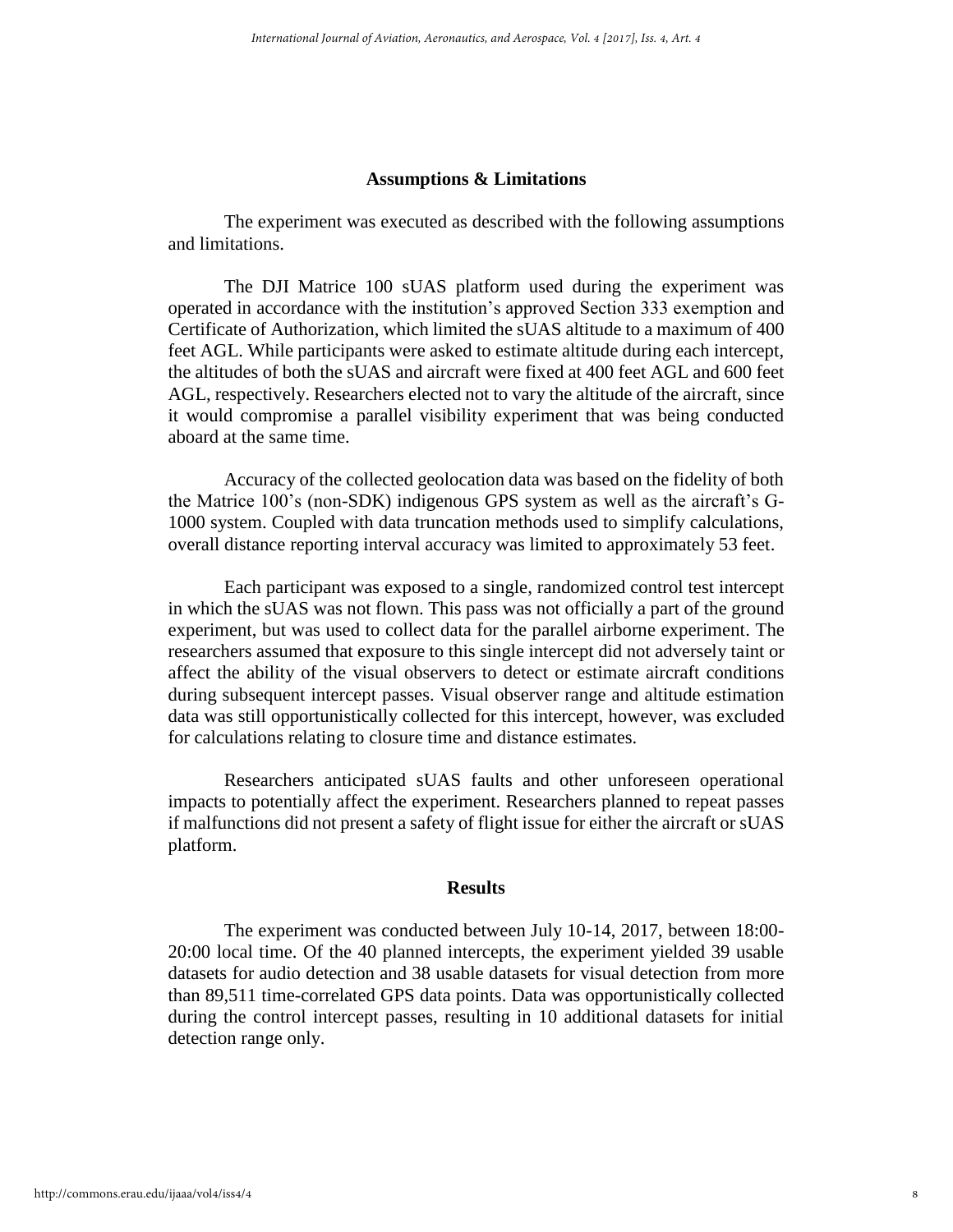## Assumptions & Limitations

The experiment was executed as described with the following assumptions and limitations.

The DJI Matrice 100 sUAS platform used during the experiment was operated in accordance with the institution's approved Section 333 exemption and Certificate of Authorization, which limited the sUAS altitude to a maximum of 400 feet AGL. While participants were asked to estimate altitude during each intercept, the altitudes of both the sUAS and aircraft were fixed at 400 feet AGL and 600 feet AGL, respectively. Researchers elected not to vary the altitude of the aircraft, since it would compromise a parallel visibility experiment that was being conducted aboard at the same time.

Accuracy of the collected geolocation data was based on the fidelity of both the Matrice 100's (non-SDK) indigenous GPS system as well as the aircraft's G-1000 system. Coupled with data truncation methods used to simplify calculations, overall distance reporting interval accuracy was limited to approximately 53 feet.

Each participant was exposed to a single, randomized control test intercept in which the sUAS was not flown. This pass was not officially a part of the ground experiment, but was used to collect data for the parallel airborne experiment. The researchers assumed that exposure to this single intercept did not adversely taint or affect the ability of the visual observers to detect or estimate aircraft conditions during subsequent intercept passes. Visual observer range and altitude estimation data was still opportunistically collected for this intercept, however, was excluded for calculations relating to closure time and distance estimates.

Researchers anticipated sUAS faults and other unforeseen operational impacts to potentially affect the experiment. Researchers planned to repeat passes if malfunctions did not present a safety of flight issue for either the aircraft or sUAS platform.

## Results

The experiment was conducted between July 10-14, 2017, between 18:00-20:00 local time. Of the 40 planned intercepts, the experiment yielded 39 usable datasets for audio detection and 38 usable datasets for visual detection from more than 89,511 time-correlated GPS data points. Data was opportunistically collected during the control intercept passes, resulting in 10 additional datasets for initial detection range only.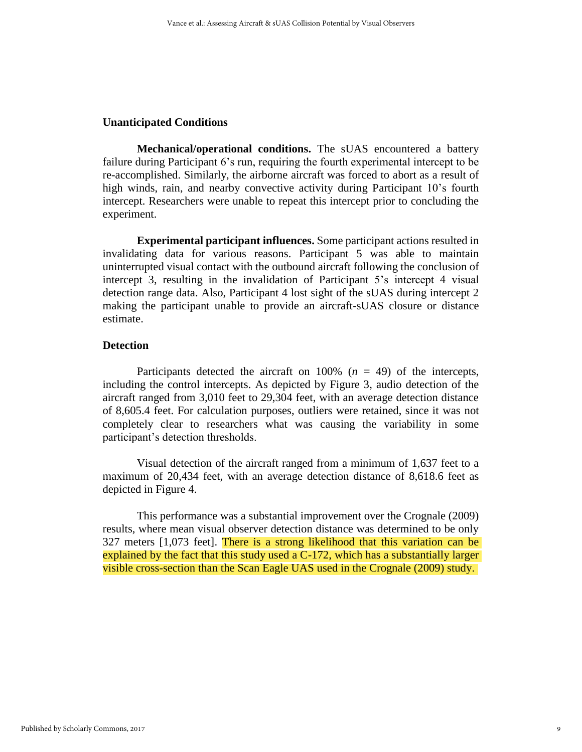### Unanticipated Conditions

**Mechanical/operational conditions.** The sUAS encountered a battery failure during Participant 6's run, requiring the fourth experimental intercept to be re-accomplished. Similarly, the airborne aircraft was forced to abort as a result of high winds, rain, and nearby convective activity during Participant 10's fourth intercept. Researchers were unable to repeat this intercept prior to concluding the experiment.

**Experimental participant influences.** Some participant actions resulted in invalidating data for various reasons. Participant 5 was able to maintain uninterrupted visual contact with the outbound aircraft following the conclusion of intercept 3, resulting in the invalidation of Participant 5's intercept 4 visual detection range data. Also, Participant 4 lost sight of the sUAS during intercept 2 making the participant unable to provide an aircraft-sUAS closure or distance estimate.

### Detection

Participants detected the aircraft on 100% ($n$ = 49) of the intercepts, including the control intercepts. As depicted by Figure 3, audio detection of the aircraft ranged from 3,010 feet to 29,304 feet, with an average detection distance of 8,605.4 feet. For calculation purposes, outliers were retained, since it was not completely clear to researchers what was causing the variability in some participant's detection thresholds.

Visual detection of the aircraft ranged from a minimum of 1,637 feet to a maximum of 20,434 feet, with an average detection distance of 8,618.6 feet as depicted in Figure 4.

This performance was a substantial improvement over the Crognale (2009) results, where mean visual observer detection distance was determined to be only 327 meters [1,073 feet]. There is a strong likelihood that this variation can be explained by the fact that this study used a C-172, which has a substantially larger visible cross-section than the Scan Eagle UAS used in the Crognale (2009) study.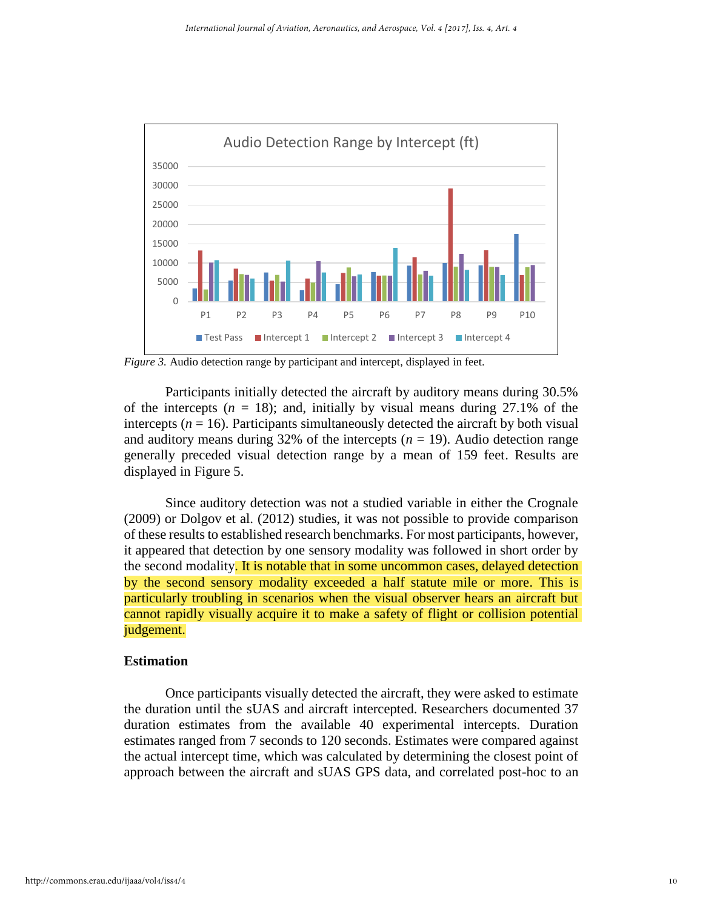Audio Detection Range by Intercept (ft)

*Figure 3.* Audio detection range by participant and intercept, displayed in feet.

Participants initially detected the aircraft by auditory means during 30.5% of the intercepts ($n$ = 18); and, initially by visual means during 27.1% of the intercepts ($n$ = 16). Participants simultaneously detected the aircraft by both visual and auditory means during 32% of the intercepts ($n$ = 19). Audio detection range generally preceded visual detection range by a mean of 159 feet. Results are displayed in Figure 5.

Since auditory detection was not a studied variable in either the Crognale (2009) or Dolgov et al. (2012) studies, it was not possible to provide comparison of these results to established research benchmarks. For most participants, however, it appeared that detection by one sensory modality was followed in short order by the second modality. It is notable that in some uncommon cases, delayed detection by the second sensory modality exceeded a half statute mile or more. This is particularly troubling in scenarios when the visual observer hears an aircraft but cannot rapidly visually acquire it to make a safety of flight or collision potential judgement.

## Estimation

Once participants visually detected the aircraft, they were asked to estimate the duration until the sUAS and aircraft intercepted. Researchers documented 37 duration estimates from the available 40 experimental intercepts. Duration estimates ranged from 7 seconds to 120 seconds. Estimates were compared against the actual intercept time, which was calculated by determining the closest point of approach between the aircraft and sUAS GPS data, and correlated post-hoc to an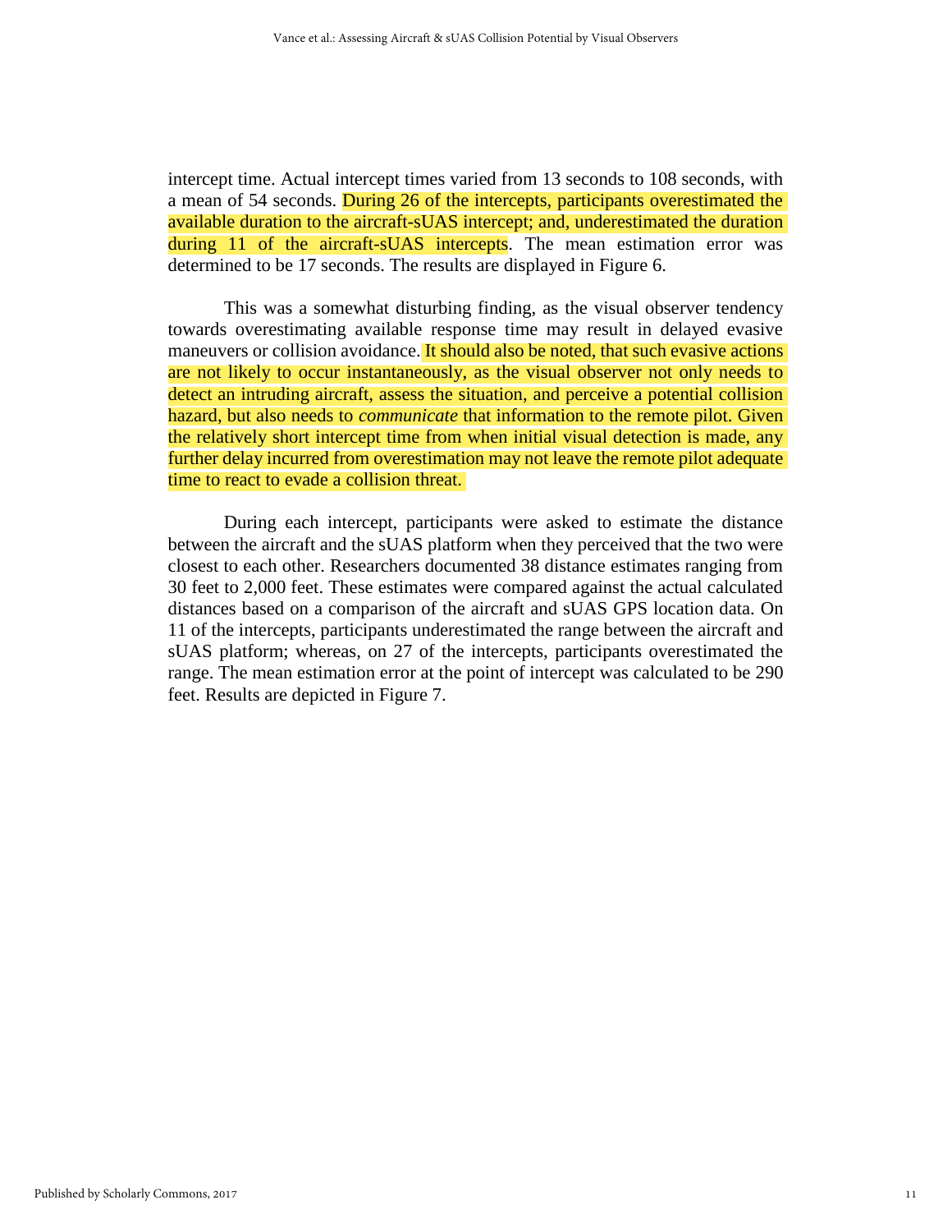intercept time. Actual intercept times varied from 13 seconds to 108 seconds, with a mean of 54 seconds. During 26 of the intercepts, participants overestimated the available duration to the aircraft-sUAS intercept; and, underestimated the duration during 11 of the aircraft-sUAS intercepts. The mean estimation error was determined to be 17 seconds. The results are displayed in Figure 6.

This was a somewhat disturbing finding, as the visual observer tendency towards overestimating available response time may result in delayed evasive maneuvers or collision avoidance. It should also be noted, that such evasive actions are not likely to occur instantaneously, as the visual observer not only needs to detect an intruding aircraft, assess the situation, and perceive a potential collision hazard, but also needs to *communicate* that information to the remote pilot. Given the relatively short intercept time from when initial visual detection is made, any further delay incurred from overestimation may not leave the remote pilot adequate time to react to evade a collision threat.

During each intercept, participants were asked to estimate the distance between the aircraft and the sUAS platform when they perceived that the two were closest to each other. Researchers documented 38 distance estimates ranging from 30 feet to 2,000 feet. These estimates were compared against the actual calculated distances based on a comparison of the aircraft and sUAS GPS location data. On 11 of the intercepts, participants underestimated the range between the aircraft and sUAS platform; whereas, on 27 of the intercepts, participants overestimated the range. The mean estimation error at the point of intercept was calculated to be 290 feet. Results are depicted in Figure 7.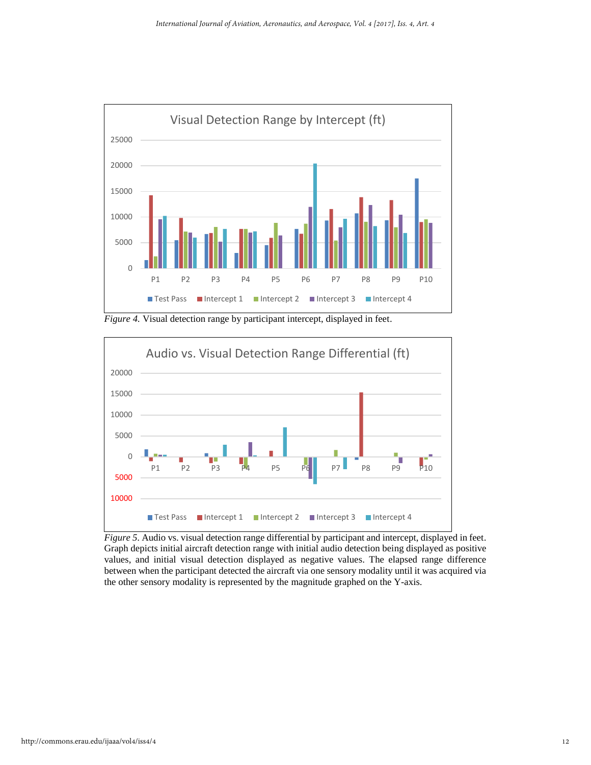*Figure 4.* Visual detection range by participant intercept, displayed in feet.

*Figure 5.* Audio vs. visual detection range differential by participant and intercept, displayed in feet. Graph depicts initial aircraft detection range with initial audio detection being displayed as positive values, and initial visual detection displayed as negative values. The elapsed range difference between when the participant detected the aircraft via one sensory modality until it was acquired via the other sensory modality is represented by the magnitude graphed on the Y-axis.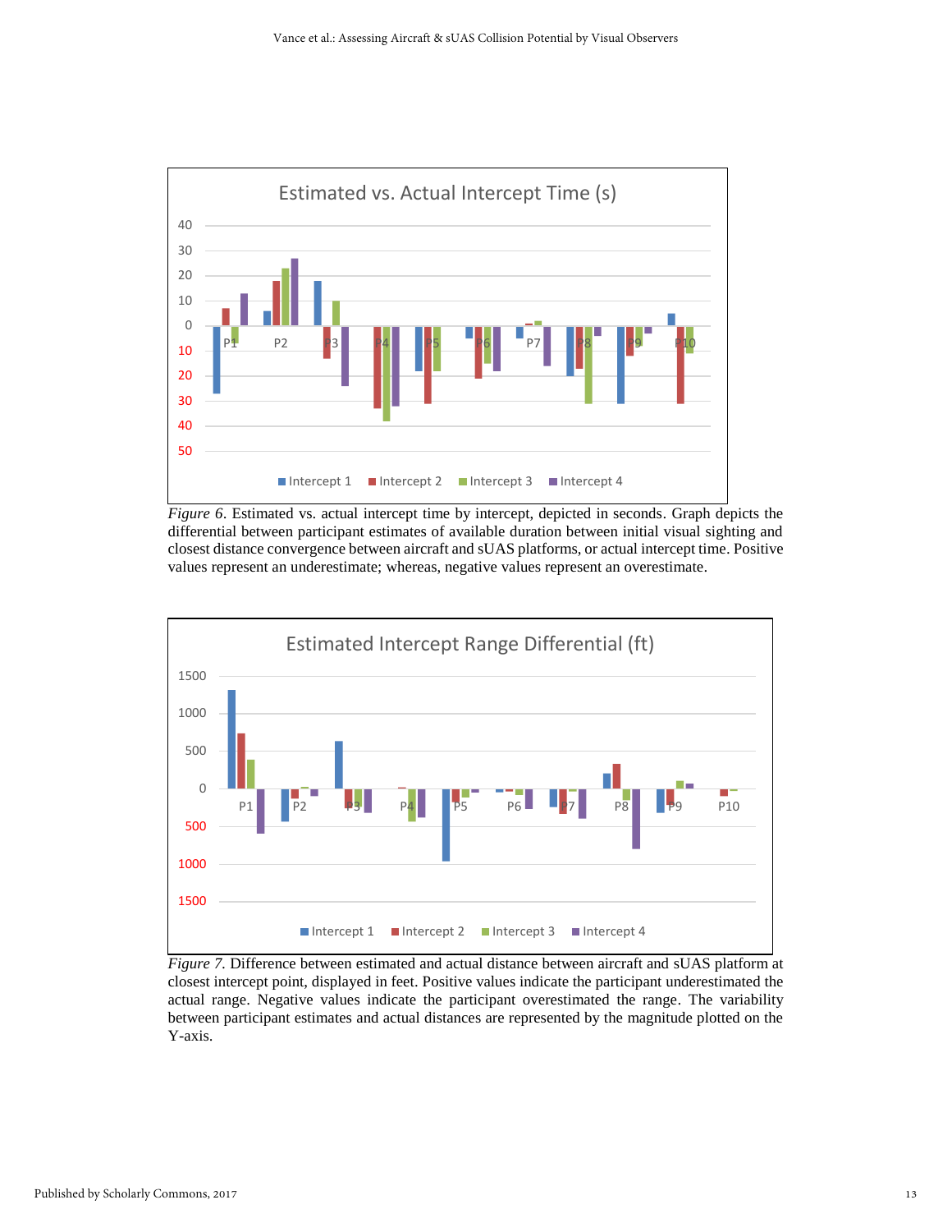*Figure 6*. Estimated vs. actual intercept time by intercept, depicted in seconds. Graph depicts the differential between participant estimates of available duration between initial visual sighting and closest distance convergence between aircraft and sUAS platforms, or actual intercept time. Positive values represent an underestimate; whereas, negative values represent an overestimate.

*Figure 7.* Difference between estimated and actual distance between aircraft and sUAS platform at closest intercept point, displayed in feet. Positive values indicate the participant underestimated the actual range. Negative values indicate the participant overestimated the range. The variability between participant estimates and actual distances are represented by the magnitude plotted on the Y-axis.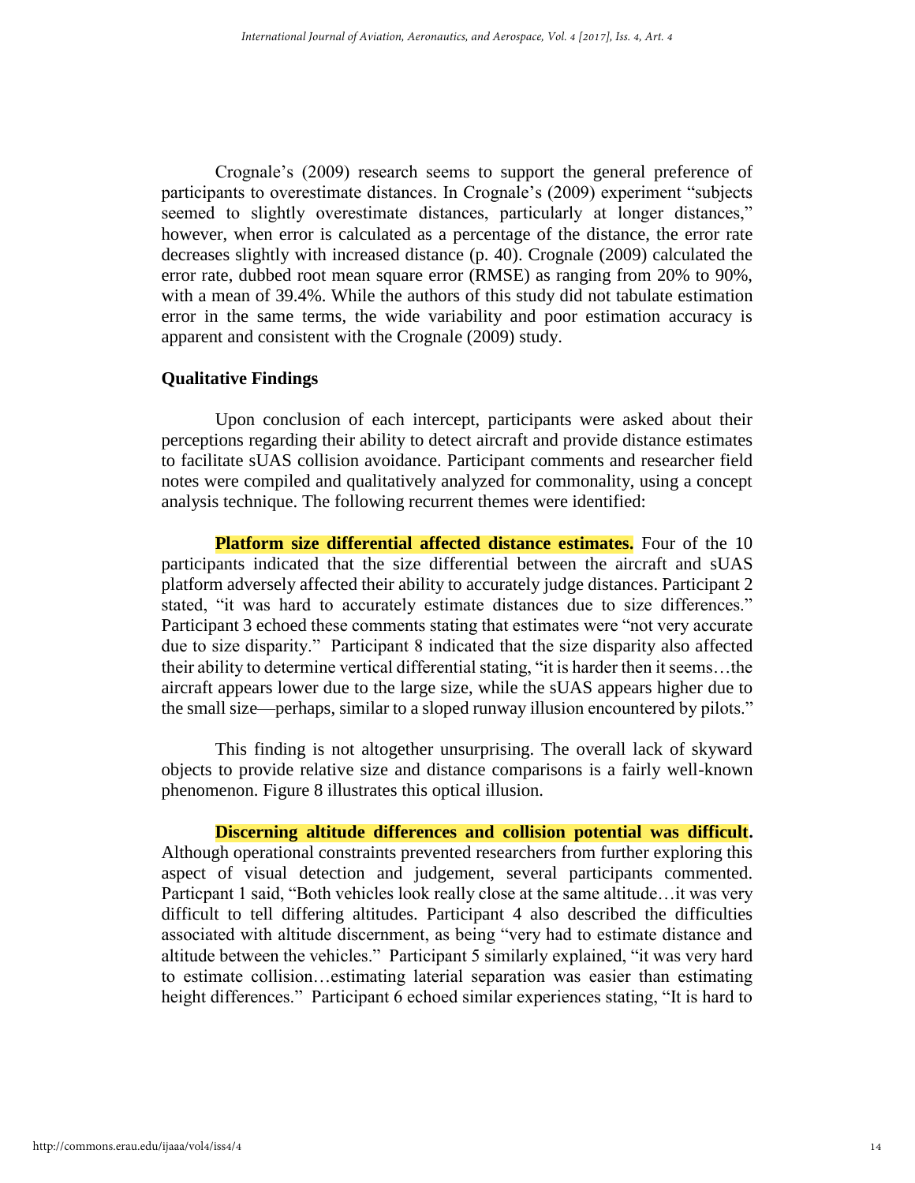Crognale's (2009) research seems to support the general preference of participants to overestimate distances. In Crognale's (2009) experiment "subjects seemed to slightly overestimate distances, particularly at longer distances," however, when error is calculated as a percentage of the distance, the error rate decreases slightly with increased distance (p. 40). Crognale (2009) calculated the error rate, dubbed root mean square error (RMSE) as ranging from 20% to 90%, with a mean of 39.4%. While the authors of this study did not tabulate estimation error in the same terms, the wide variability and poor estimation accuracy is apparent and consistent with the Crognale (2009) study.

### Qualitative Findings

Upon conclusion of each intercept, participants were asked about their perceptions regarding their ability to detect aircraft and provide distance estimates to facilitate sUAS collision avoidance. Participant comments and researcher field notes were compiled and qualitatively analyzed for commonality, using a concept analysis technique. The following recurrent themes were identified:

**Platform size differential affected distance estimates.** Four of the 10 participants indicated that the size differential between the aircraft and sUAS platform adversely affected their ability to accurately judge distances. Participant 2 stated, "it was hard to accurately estimate distances due to size differences." Participant 3 echoed these comments stating that estimates were "not very accurate due to size disparity." Participant 8 indicated that the size disparity also affected their ability to determine vertical differential stating, "it is harder then it seems…the aircraft appears lower due to the large size, while the sUAS appears higher due to the small size—perhaps, similar to a sloped runway illusion encountered by pilots."

This finding is not altogether unsurprising. The overall lack of skyward objects to provide relative size and distance comparisons is a fairly well-known phenomenon. Figure 8 illustrates this optical illusion.

**Discerning altitude differences and collision potential was difficult.** Although operational constraints prevented researchers from further exploring this aspect of visual detection and judgement, several participants commented. Particpant 1 said, "Both vehicles look really close at the same altitude…it was very difficult to tell differing altitudes. Participant 4 also described the difficulties associated with altitude discernment, as being "very had to estimate distance and altitude between the vehicles." Participant 5 similarly explained, "it was very hard to estimate collision…estimating laterial separation was easier than estimating height differences." Participant 6 echoed similar experiences stating, "It is hard to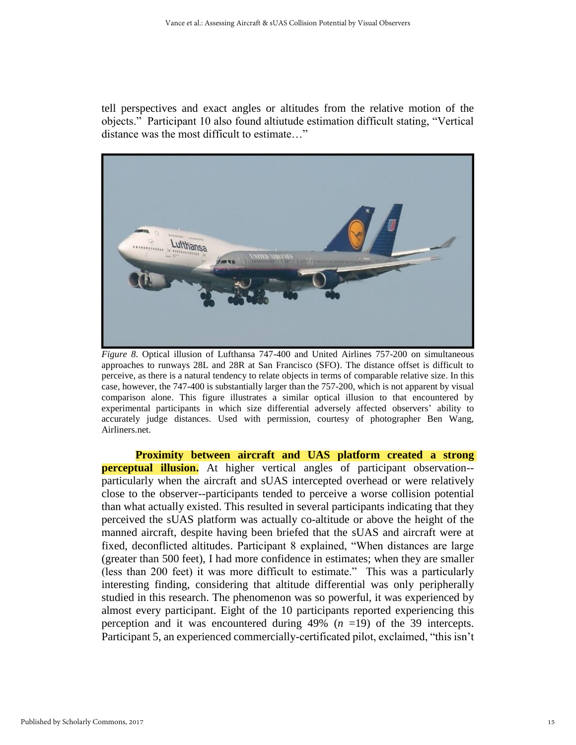tell perspectives and exact angles or altitudes from the relative motion of the objects." Participant 10 also found altiutude estimation difficult stating, "Vertical distance was the most difficult to estimate…"

*Figure 8*. Optical illusion of Lufthansa 747-400 and United Airlines 757-200 on simultaneous approaches to runways 28L and 28R at San Francisco (SFO). The distance offset is difficult to perceive, as there is a natural tendency to relate objects in terms of comparable relative size. In this case, however, the 747-400 is substantially larger than the 757-200, which is not apparent by visual comparison alone. This figure illustrates a similar optical illusion to that encountered by experimental participants in which size differential adversely affected observers' ability to accurately judge distances. Used with permission, courtesy of photographer Ben Wang, Airliners.net.

**Proximity between aircraft and UAS platform created a strong perceptual illusion.** At higher vertical angles of participant observation--particularly when the aircraft and sUAS intercepted overhead or were relatively close to the observer--participants tended to perceive a worse collision potential than what actually existed. This resulted in several participants indicating that they perceived the sUAS platform was actually co-altitude or above the height of the manned aircraft, despite having been briefed that the sUAS and aircraft were at fixed, deconflicted altitudes. Participant 8 explained, "When distances are large (greater than 500 feet), I had more confidence in estimates; when they are smaller (less than 200 feet) it was more difficult to estimate." This was a particularly interesting finding, considering that altitude differential was only peripherally studied in this research. The phenomenon was so powerful, it was experienced by almost every participant. Eight of the 10 participants reported experiencing this perception and it was encountered during 49% ($n$ =19) of the 39 intercepts. Participant 5, an experienced commercially-certificated pilot, exclaimed, "this isn't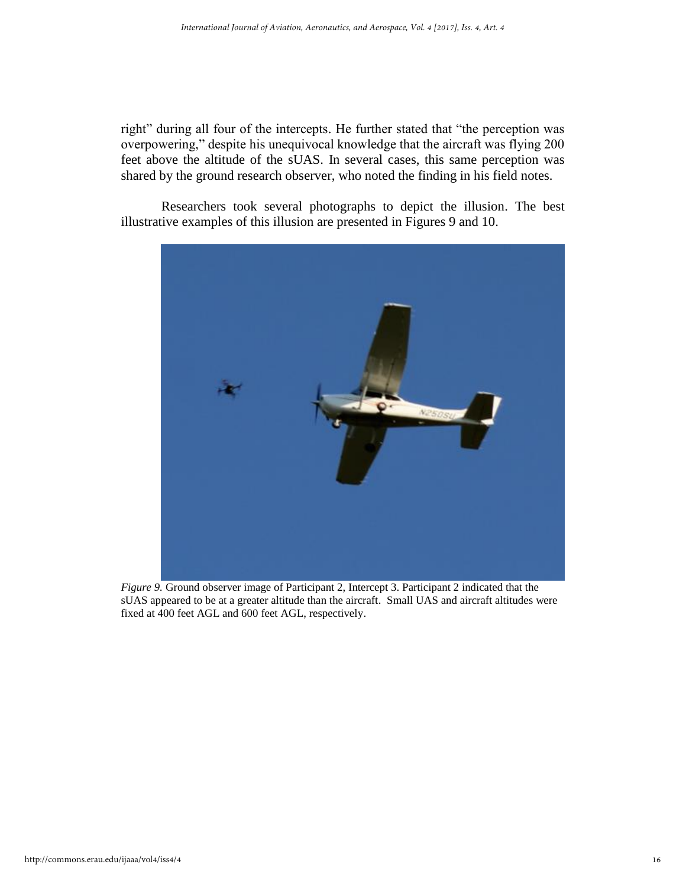right" during all four of the intercepts. He further stated that "the perception was overpowering," despite his unequivocal knowledge that the aircraft was flying 200 feet above the altitude of the sUAS. In several cases, this same perception was shared by the ground research observer, who noted the finding in his field notes.

Researchers took several photographs to depict the illusion. The best illustrative examples of this illusion are presented in Figures 9 and 10.

*Figure 9.* Ground observer image of Participant 2, Intercept 3. Participant 2 indicated that the sUAS appeared to be at a greater altitude than the aircraft. Small UAS and aircraft altitudes were fixed at 400 feet AGL and 600 feet AGL, respectively.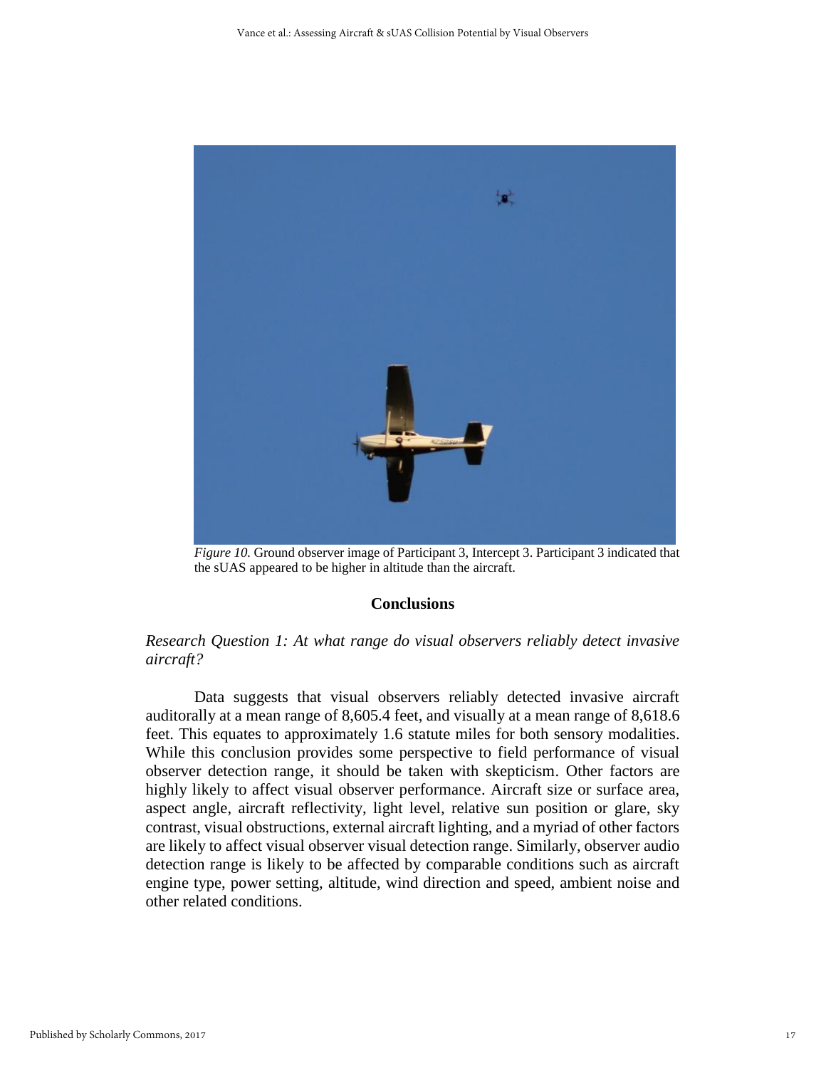*Figure 10.* Ground observer image of Participant 3, Intercept 3. Participant 3 indicated that the sUAS appeared to be higher in altitude than the aircraft.

## Conclusions

*Research Question 1: At what range do visual observers reliably detect invasive aircraft?*

Data suggests that visual observers reliably detected invasive aircraft auditorally at a mean range of 8,605.4 feet, and visually at a mean range of 8,618.6 feet. This equates to approximately 1.6 statute miles for both sensory modalities. While this conclusion provides some perspective to field performance of visual observer detection range, it should be taken with skepticism. Other factors are highly likely to affect visual observer performance. Aircraft size or surface area, aspect angle, aircraft reflectivity, light level, relative sun position or glare, sky contrast, visual obstructions, external aircraft lighting, and a myriad of other factors are likely to affect visual observer visual detection range. Similarly, observer audio detection range is likely to be affected by comparable conditions such as aircraft engine type, power setting, altitude, wind direction and speed, ambient noise and other related conditions.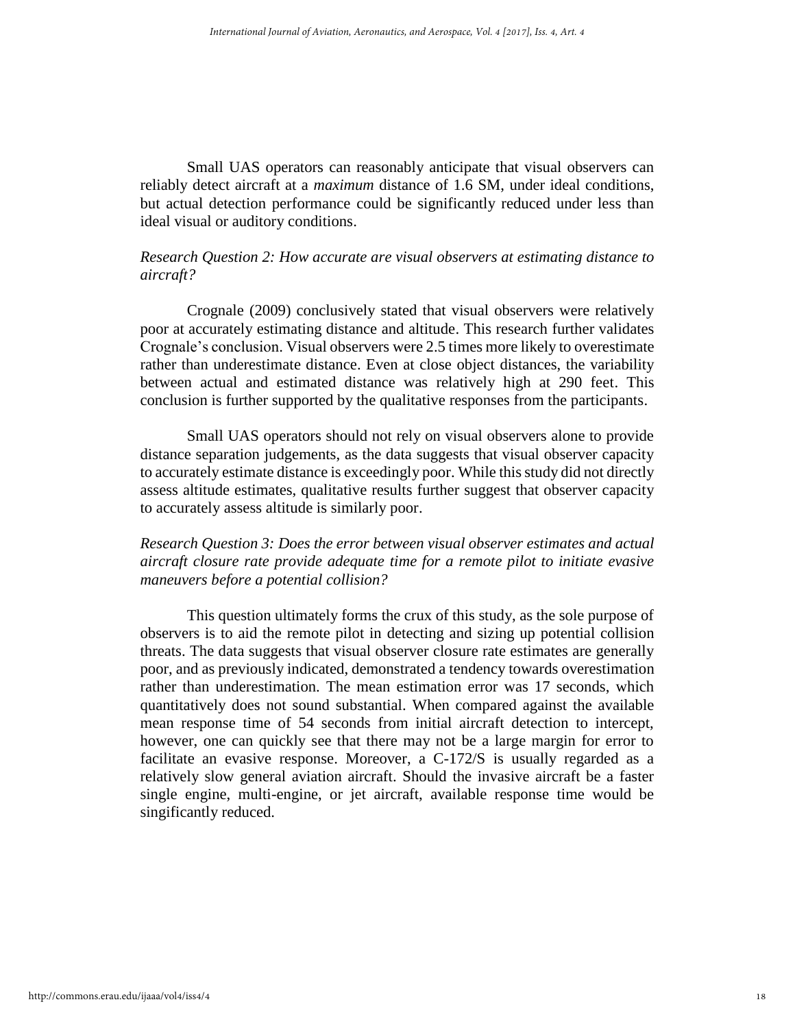Small UAS operators can reasonably anticipate that visual observers can reliably detect aircraft at a *maximum* distance of 1.6 SM, under ideal conditions, but actual detection performance could be significantly reduced under less than ideal visual or auditory conditions.

*Research Question 2: How accurate are visual observers at estimating distance to aircraft?*

Crognale (2009) conclusively stated that visual observers were relatively poor at accurately estimating distance and altitude. This research further validates Crognale's conclusion. Visual observers were 2.5 times more likely to overestimate rather than underestimate distance. Even at close object distances, the variability between actual and estimated distance was relatively high at 290 feet. This conclusion is further supported by the qualitative responses from the participants.

Small UAS operators should not rely on visual observers alone to provide distance separation judgements, as the data suggests that visual observer capacity to accurately estimate distance is exceedingly poor. While this study did not directly assess altitude estimates, qualitative results further suggest that observer capacity to accurately assess altitude is similarly poor.

*Research Question 3: Does the error between visual observer estimates and actual aircraft closure rate provide adequate time for a remote pilot to initiate evasive maneuvers before a potential collision?*

This question ultimately forms the crux of this study, as the sole purpose of observers is to aid the remote pilot in detecting and sizing up potential collision threats. The data suggests that visual observer closure rate estimates are generally poor, and as previously indicated, demonstrated a tendency towards overestimation rather than underestimation. The mean estimation error was 17 seconds, which quantitatively does not sound substantial. When compared against the available mean response time of 54 seconds from initial aircraft detection to intercept, however, one can quickly see that there may not be a large margin for error to facilitate an evasive response. Moreover, a C-172/S is usually regarded as a relatively slow general aviation aircraft. Should the invasive aircraft be a faster single engine, multi-engine, or jet aircraft, available response time would be singificantly reduced.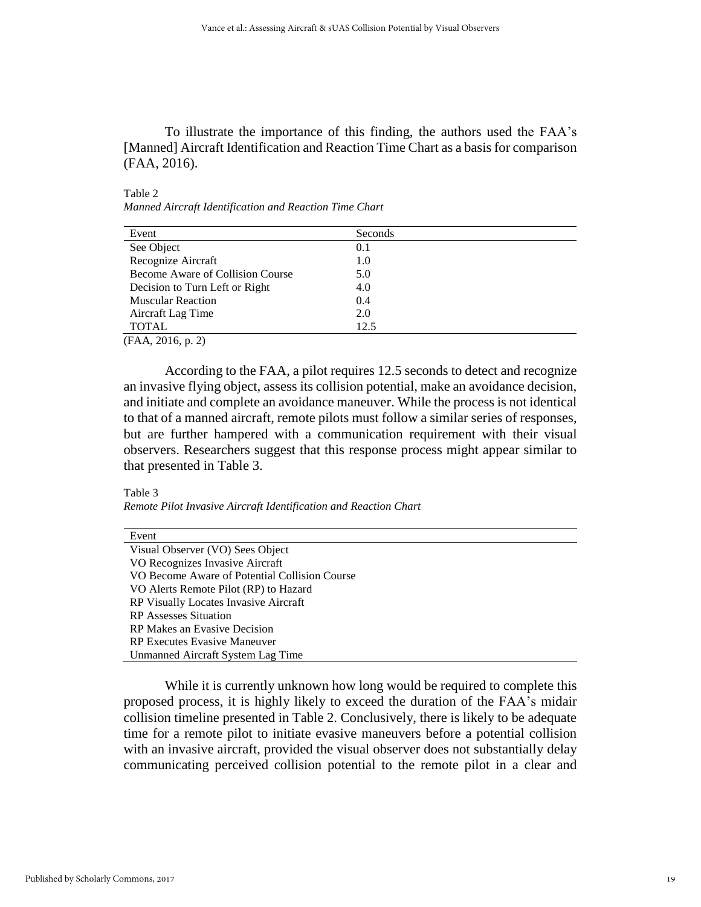To illustrate the importance of this finding, the authors used the FAA's [Manned] Aircraft Identification and Reaction Time Chart as a basis for comparison (FAA, 2016).

Table 2
*Manned Aircraft Identification and Reaction Time Chart*

| Event | Seconds |
|---|---|
| See Object | 0.1 |
| Recognize Aircraft | 1.0 |
| Become Aware of Collision Course | 5.0 |
| Decision to Turn Left or Right | 4.0 |
| Muscular Reaction | 0.4 |
| Aircraft Lag Time | 2.0 |
| TOTAL | 12.5 |

(FAA, 2016, p. 2)

According to the FAA, a pilot requires 12.5 seconds to detect and recognize an invasive flying object, assess its collision potential, make an avoidance decision, and initiate and complete an avoidance maneuver. While the process is not identical to that of a manned aircraft, remote pilots must follow a similar series of responses, but are further hampered with a communication requirement with their visual observers. Researchers suggest that this response process might appear similar to that presented in Table 3.

Table 3
*Remote Pilot Invasive Aircraft Identification and Reaction Chart*

| Event |
|---|
| Visual Observer (VO) Sees Object |
| VO Recognizes Invasive Aircraft |
| VO Become Aware of Potential Collision Course |
| VO Alerts Remote Pilot (RP) to Hazard |
| RP Visually Locates Invasive Aircraft |
| RP Assesses Situation |
| RP Makes an Evasive Decision |
| RP Executes Evasive Maneuver |
| Unmanned Aircraft System Lag Time |

While it is currently unknown how long would be required to complete this proposed process, it is highly likely to exceed the duration of the FAA's midair collision timeline presented in Table 2. Conclusively, there is likely to be adequate time for a remote pilot to initiate evasive maneuvers before a potential collision with an invasive aircraft, provided the visual observer does not substantially delay communicating perceived collision potential to the remote pilot in a clear and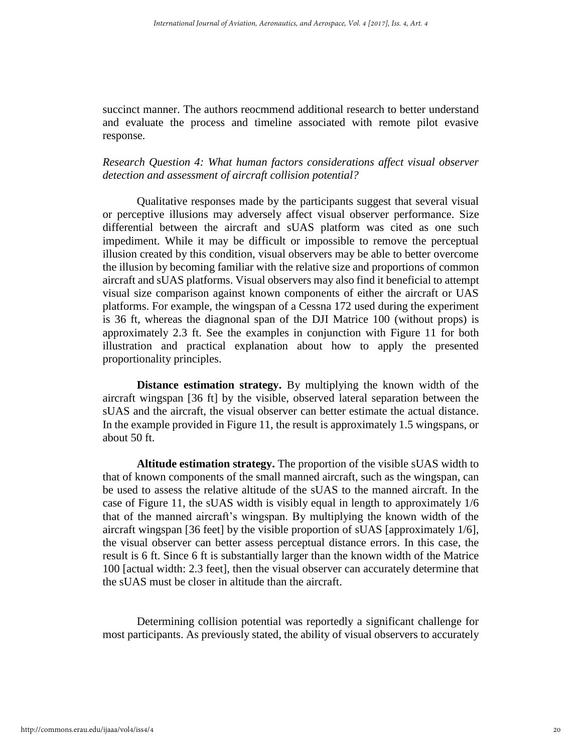succinct manner. The authors reocmmend additional research to better understand and evaluate the process and timeline associated with remote pilot evasive response.

*Research Question 4: What human factors considerations affect visual observer detection and assessment of aircraft collision potential?*

Qualitative responses made by the participants suggest that several visual or perceptive illusions may adversely affect visual observer performance. Size differential between the aircraft and sUAS platform was cited as one such impediment. While it may be difficult or impossible to remove the perceptual illusion created by this condition, visual observers may be able to better overcome the illusion by becoming familiar with the relative size and proportions of common aircraft and sUAS platforms. Visual observers may also find it beneficial to attempt visual size comparison against known components of either the aircraft or UAS platforms. For example, the wingspan of a Cessna 172 used during the experiment is 36 ft, whereas the diagnonal span of the DJI Matrice 100 (without props) is approximately 2.3 ft. See the examples in conjunction with Figure 11 for both illustration and practical explanation about how to apply the presented proportionality principles.

**Distance estimation strategy.** By multiplying the known width of the aircraft wingspan [36 ft] by the visible, observed lateral separation between the sUAS and the aircraft, the visual observer can better estimate the actual distance. In the example provided in Figure 11, the result is approximately 1.5 wingspans, or about 50 ft.

**Altitude estimation strategy.** The proportion of the visible sUAS width to that of known components of the small manned aircraft, such as the wingspan, can be used to assess the relative altitude of the sUAS to the manned aircraft. In the case of Figure 11, the sUAS width is visibly equal in length to approximately 1/6 that of the manned aircraft's wingspan. By multiplying the known width of the aircraft wingspan [36 feet] by the visible proportion of sUAS [approximately 1/6], the visual observer can better assess perceptual distance errors. In this case, the result is 6 ft. Since 6 ft is substantially larger than the known width of the Matrice 100 [actual width: 2.3 feet], then the visual observer can accurately determine that the sUAS must be closer in altitude than the aircraft.

Determining collision potential was reportedly a significant challenge for most participants. As previously stated, the ability of visual observers to accurately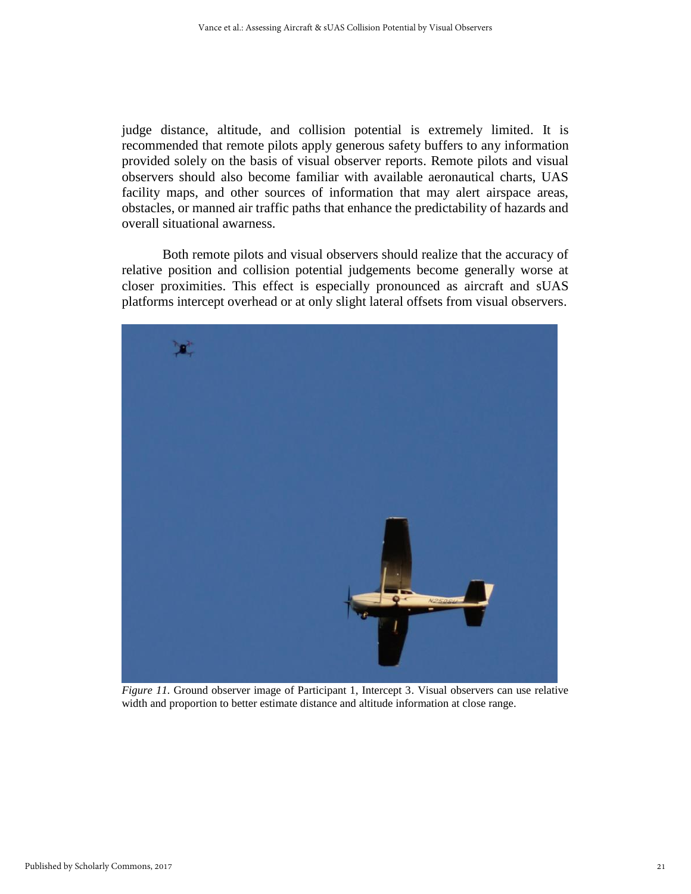judge distance, altitude, and collision potential is extremely limited. It is recommended that remote pilots apply generous safety buffers to any information provided solely on the basis of visual observer reports. Remote pilots and visual observers should also become familiar with available aeronautical charts, UAS facility maps, and other sources of information that may alert airspace areas, obstacles, or manned air traffic paths that enhance the predictability of hazards and overall situational awarness.

Both remote pilots and visual observers should realize that the accuracy of relative position and collision potential judgements become generally worse at closer proximities. This effect is especially pronounced as aircraft and sUAS platforms intercept overhead or at only slight lateral offsets from visual observers.

*Figure 11.* Ground observer image of Participant 1, Intercept 3. Visual observers can use relative width and proportion to better estimate distance and altitude information at close range.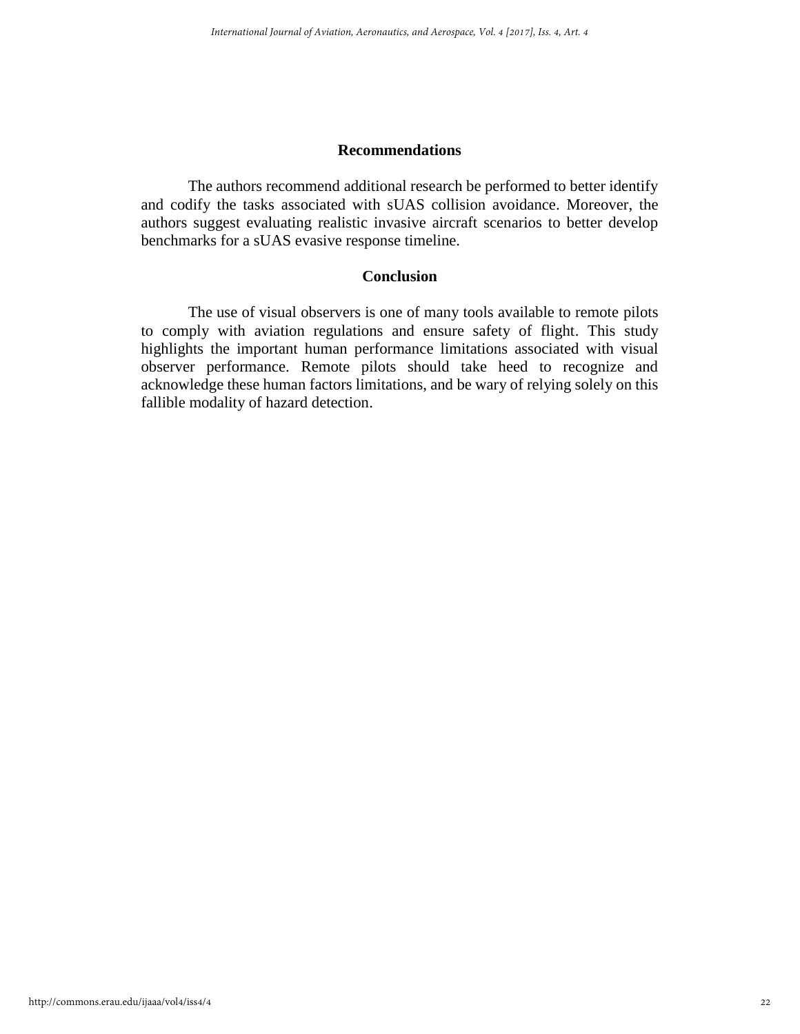## Recommendations

The authors recommend additional research be performed to better identify and codify the tasks associated with sUAS collision avoidance. Moreover, the authors suggest evaluating realistic invasive aircraft scenarios to better develop benchmarks for a sUAS evasive response timeline.

## Conclusion

The use of visual observers is one of many tools available to remote pilots to comply with aviation regulations and ensure safety of flight. This study highlights the important human performance limitations associated with visual observer performance. Remote pilots should take heed to recognize and acknowledge these human factors limitations, and be wary of relying solely on this fallible modality of hazard detection.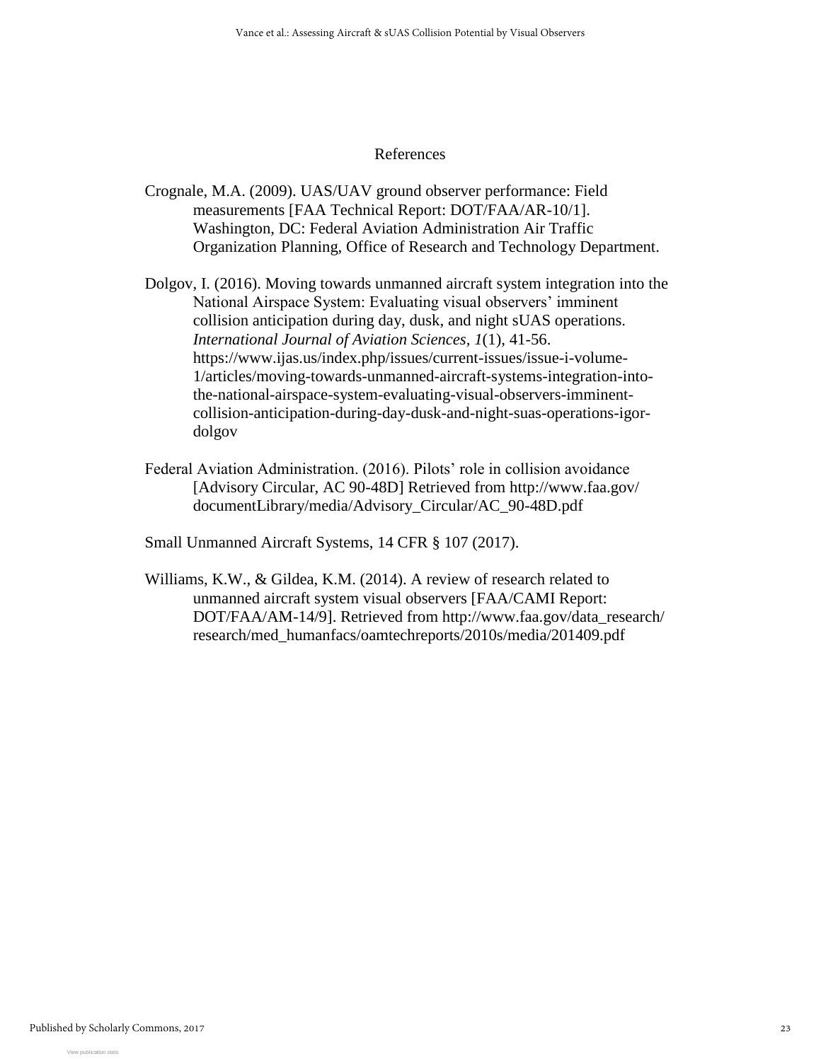## References

Crognale, M.A. (2009). UAS/UAV ground observer performance: Field measurements [FAA Technical Report: DOT/FAA/AR-10/1]. Washington, DC: Federal Aviation Administration Air Traffic Organization Planning, Office of Research and Technology Department.

Dolgov, I. (2016). Moving towards unmanned aircraft system integration into the National Airspace System: Evaluating visual observers' imminent collision anticipation during day, dusk, and night sUAS operations. *International Journal of Aviation Sciences*, *1*(1), 41-56. https://www.ijas.us/index.php/issues/current-issues/issue-i-volume-1/articles/moving-towards-unmanned-aircraft-systems-integration-into-the-national-airspace-system-evaluating-visual-observers-imminent-collision-anticipation-during-day-dusk-and-night-suas-operations-igor-dolgov

Federal Aviation Administration. (2016). Pilots' role in collision avoidance [Advisory Circular, AC 90-48D] Retrieved from http://www.faa.gov/documentLibrary/media/Advisory_Circular/AC_90-48D.pdf

Small Unmanned Aircraft Systems, 14 CFR § 107 (2017).

Williams, K.W., & Gildea, K.M. (2014). A review of research related to unmanned aircraft system visual observers [FAA/CAMI Report: DOT/FAA/AM-14/9]. Retrieved from http://www.faa.gov/data_research/research/med_humanfacs/oamtechreports/2010s/media/201409.pdf